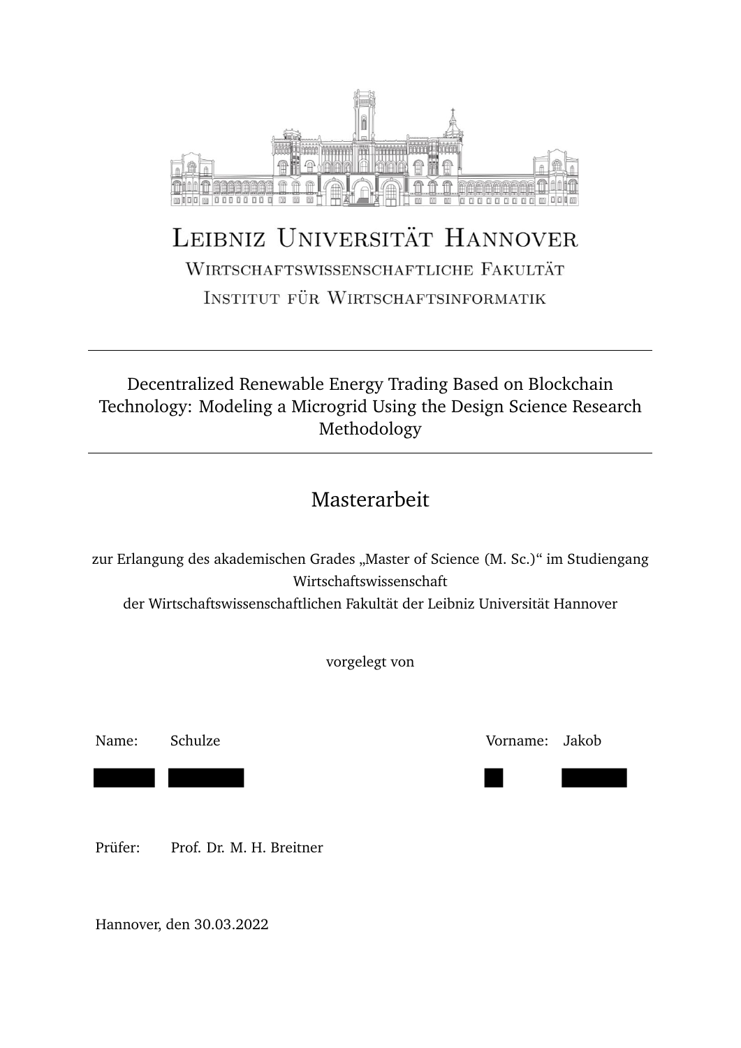LEIBNIZ UNIVERSITÄT HANNOVER

WIRTSCHAFTSWISSENSCHAFTLICHE FAKULTÄT

INSTITUT FÜR WIRTSCHAFTSINFORMATIK

---

# Decentralized Renewable Energy Trading Based on Blockchain Technology: Modeling a Microgrid Using the Design Science Research Methodology

---

## Masterarbeit

zur Erlangung des akademischen Grades „Master of Science (M. Sc.)“ im Studiengang Wirtschaftswissenschaft
der Wirtschaftswissenschaftlichen Fakultät der Leibniz Universität Hannover

vorgelegt von

Name: Schulze  Vorname: Jakob

Prüfer: Prof. Dr. M. H. Breitner

Hannover, den 30.03.2022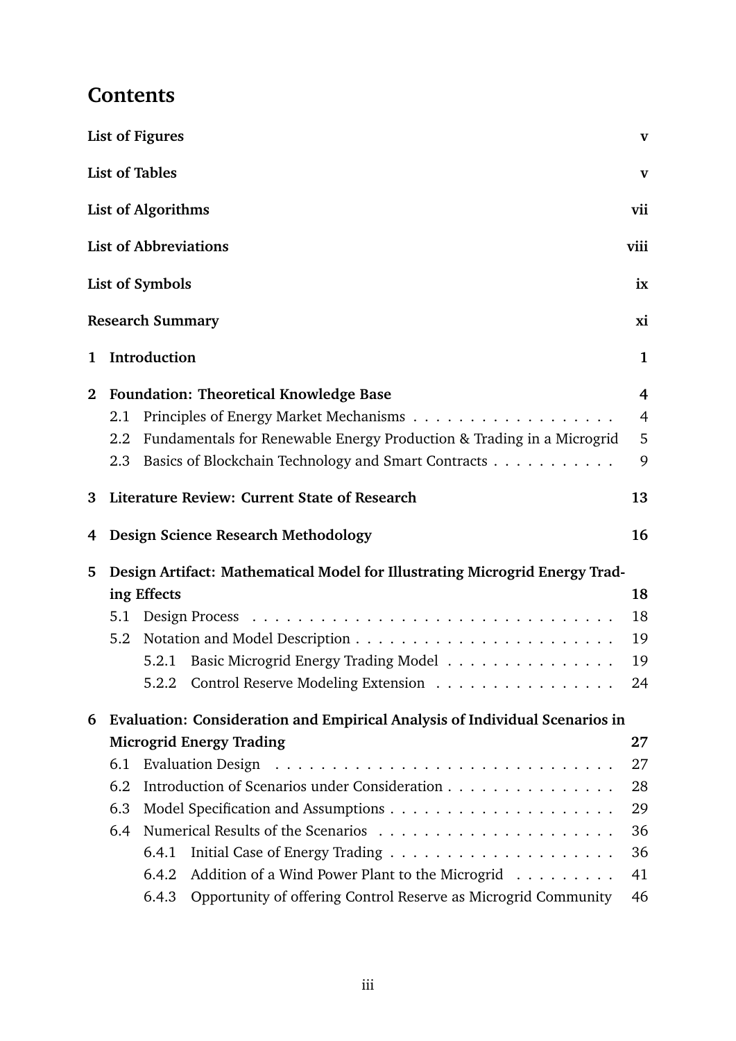# Contents

**List of Figures** **v**

**List of Tables** **v**

**List of Algorithms** **vii**

**List of Abbreviations** **viii**

**List of Symbols** **ix**

**Research Summary** **xi**

**1 Introduction** **1**

**2 Foundation: Theoretical Knowledge Base** **4**

- 2.1 Principles of Energy Market Mechanisms . . . . . . . . . . . . . . . . . . 4
- 2.2 Fundamentals for Renewable Energy Production & Trading in a Microgrid 5
- 2.3 Basics of Blockchain Technology and Smart Contracts . . . . . . . . . . . 9

**3 Literature Review: Current State of Research** **13**

**4 Design Science Research Methodology** **16**

**5 Design Artifact: Mathematical Model for Illustrating Microgrid Energy Trading Effects** **18**

- 5.1 Design Process . . . . . . . . . . . . . . . . . . . . . . . . . . . . . . . . 18
- 5.2 Notation and Model Description . . . . . . . . . . . . . . . . . . . . . . . 19
  - 5.2.1 Basic Microgrid Energy Trading Model . . . . . . . . . . . . . . . 19
  - 5.2.2 Control Reserve Modeling Extension . . . . . . . . . . . . . . . . 24

**6 Evaluation: Consideration and Empirical Analysis of Individual Scenarios in Microgrid Energy Trading** **27**

- 6.1 Evaluation Design . . . . . . . . . . . . . . . . . . . . . . . . . . . . . . 27
- 6.2 Introduction of Scenarios under Consideration . . . . . . . . . . . . . . . 28
- 6.3 Model Specification and Assumptions . . . . . . . . . . . . . . . . . . . 29
- 6.4 Numerical Results of the Scenarios . . . . . . . . . . . . . . . . . . . . . 36
  - 6.4.1 Initial Case of Energy Trading . . . . . . . . . . . . . . . . . . . . 36
  - 6.4.2 Addition of a Wind Power Plant to the Microgrid . . . . . . . . . 41
  - 6.4.3 Opportunity of offering Control Reserve as Microgrid Community 46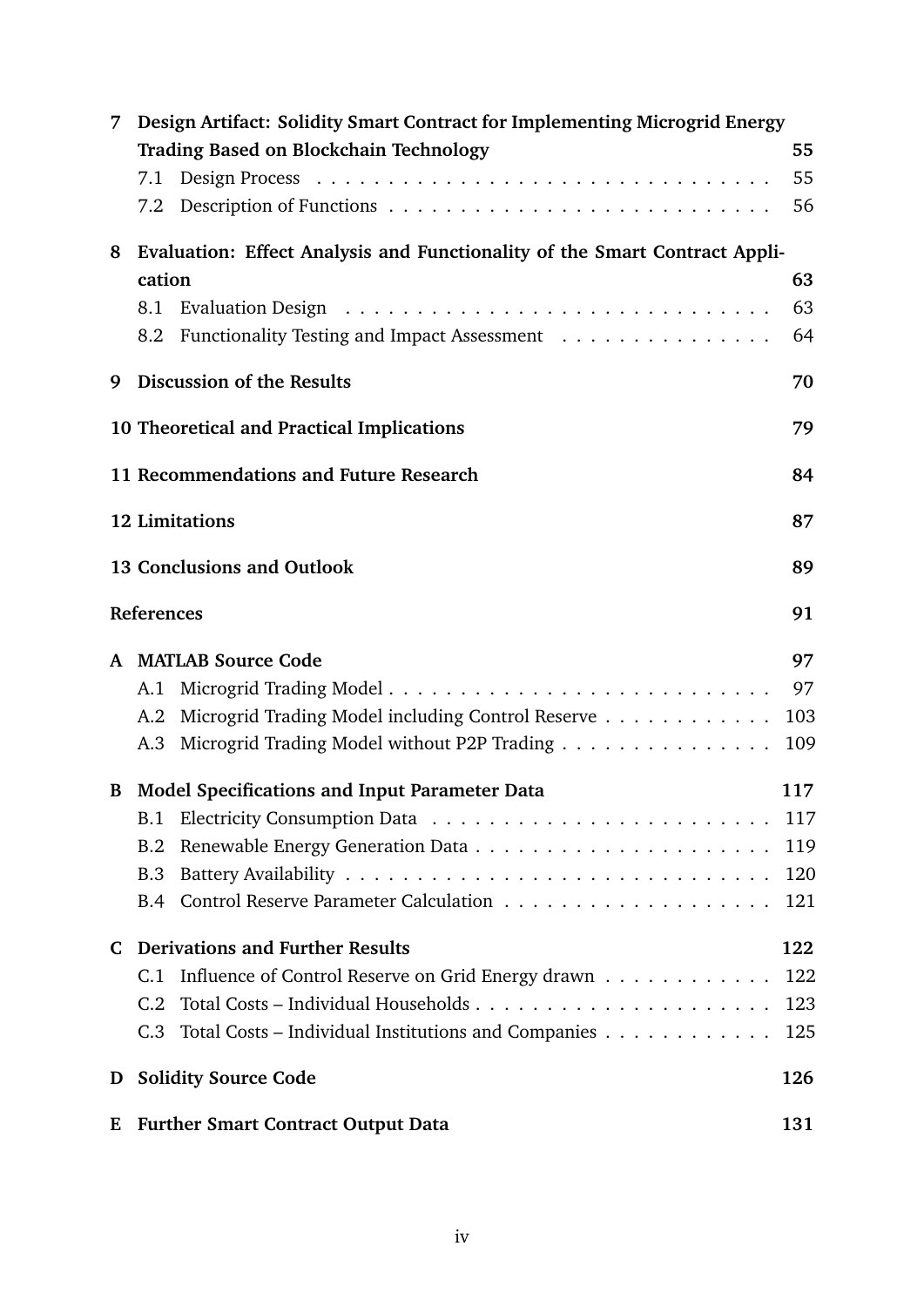**7 Design Artifact: Solidity Smart Contract for Implementing Microgrid Energy Trading Based on Blockchain Technology** — 55

- 7.1 Design Process — 55
- 7.2 Description of Functions — 56

**8 Evaluation: Effect Analysis and Functionality of the Smart Contract Application** — 63

- 8.1 Evaluation Design — 63
- 8.2 Functionality Testing and Impact Assessment — 64

**9 Discussion of the Results** — 70

**10 Theoretical and Practical Implications** — 79

**11 Recommendations and Future Research** — 84

**12 Limitations** — 87

**13 Conclusions and Outlook** — 89

**References** — 91

**A MATLAB Source Code** — 97

- A.1 Microgrid Trading Model — 97
- A.2 Microgrid Trading Model including Control Reserve — 103
- A.3 Microgrid Trading Model without P2P Trading — 109

**B Model Specifications and Input Parameter Data** — 117

- B.1 Electricity Consumption Data — 117
- B.2 Renewable Energy Generation Data — 119
- B.3 Battery Availability — 120
- B.4 Control Reserve Parameter Calculation — 121

**C Derivations and Further Results** — 122

- C.1 Influence of Control Reserve on Grid Energy drawn — 122
- C.2 Total Costs – Individual Households — 123
- C.3 Total Costs – Individual Institutions and Companies — 125

**D Solidity Source Code** — 126

**E Further Smart Contract Output Data** — 131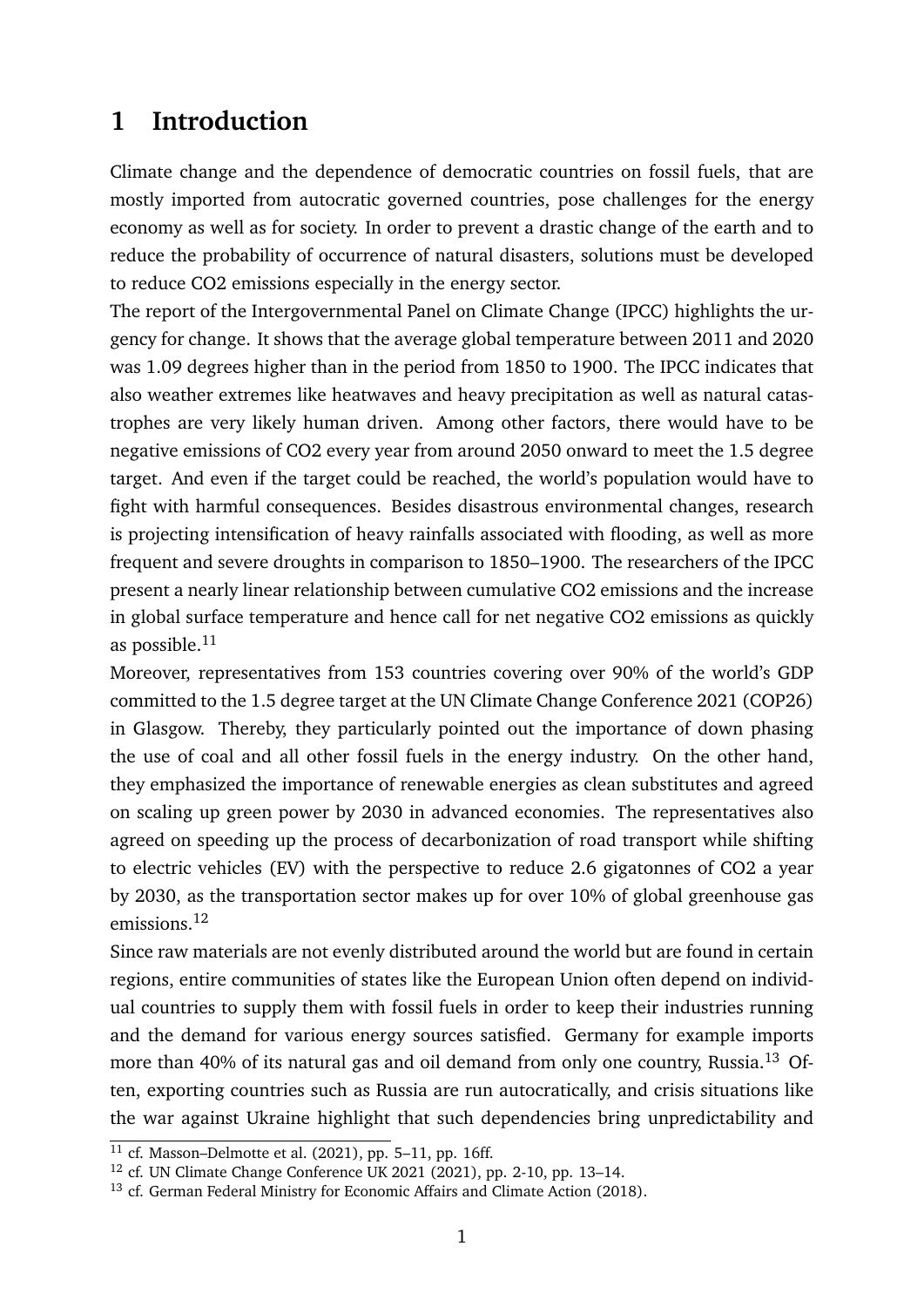# 1 Introduction

Climate change and the dependence of democratic countries on fossil fuels, that are mostly imported from autocratic governed countries, pose challenges for the energy economy as well as for society. In order to prevent a drastic change of the earth and to reduce the probability of occurrence of natural disasters, solutions must be developed to reduce CO2 emissions especially in the energy sector.

The report of the Intergovernmental Panel on Climate Change (IPCC) highlights the urgency for change. It shows that the average global temperature between 2011 and 2020 was 1.09 degrees higher than in the period from 1850 to 1900. The IPCC indicates that also weather extremes like heatwaves and heavy precipitation as well as natural catastrophes are very likely human driven. Among other factors, there would have to be negative emissions of CO2 every year from around 2050 onward to meet the 1.5 degree target. And even if the target could be reached, the world's population would have to fight with harmful consequences. Besides disastrous environmental changes, research is projecting intensification of heavy rainfalls associated with flooding, as well as more frequent and severe droughts in comparison to 1850–1900. The researchers of the IPCC present a nearly linear relationship between cumulative CO2 emissions and the increase in global surface temperature and hence call for net negative CO2 emissions as quickly as possible.[11]

Moreover, representatives from 153 countries covering over 90% of the world's GDP committed to the 1.5 degree target at the UN Climate Change Conference 2021 (COP26) in Glasgow. Thereby, they particularly pointed out the importance of down phasing the use of coal and all other fossil fuels in the energy industry. On the other hand, they emphasized the importance of renewable energies as clean substitutes and agreed on scaling up green power by 2030 in advanced economies. The representatives also agreed on speeding up the process of decarbonization of road transport while shifting to electric vehicles (EV) with the perspective to reduce 2.6 gigatonnes of CO2 a year by 2030, as the transportation sector makes up for over 10% of global greenhouse gas emissions.[12]

Since raw materials are not evenly distributed around the world but are found in certain regions, entire communities of states like the European Union often depend on individual countries to supply them with fossil fuels in order to keep their industries running and the demand for various energy sources satisfied. Germany for example imports more than 40% of its natural gas and oil demand from only one country, Russia.[13] Often, exporting countries such as Russia are run autocratically, and crisis situations like the war against Ukraine highlight that such dependencies bring unpredictability and

[11] cf. Masson–Delmotte et al. (2021), pp. 5–11, pp. 16ff.

[12] cf. UN Climate Change Conference UK 2021 (2021), pp. 2-10, pp. 13–14.

[13] cf. German Federal Ministry for Economic Affairs and Climate Action (2018).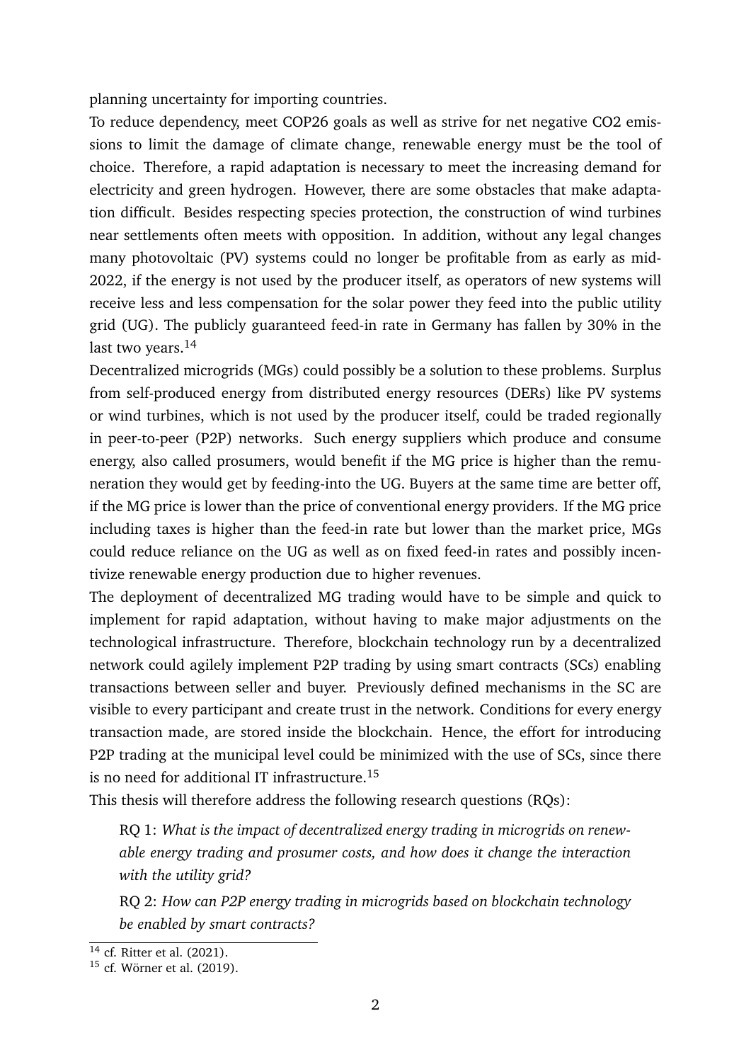planning uncertainty for importing countries.

To reduce dependency, meet COP26 goals as well as strive for net negative $CO_2$ emissions to limit the damage of climate change, renewable energy must be the tool of choice. Therefore, a rapid adaptation is necessary to meet the increasing demand for electricity and green hydrogen. However, there are some obstacles that make adaptation difficult. Besides respecting species protection, the construction of wind turbines near settlements often meets with opposition. In addition, without any legal changes many photovoltaic (PV) systems could no longer be profitable from as early as mid-2022, if the energy is not used by the producer itself, as operators of new systems will receive less and less compensation for the solar power they feed into the public utility grid (UG). The publicly guaranteed feed-in rate in Germany has fallen by 30% in the last two years.[14]

Decentralized microgrids (MGs) could possibly be a solution to these problems. Surplus from self-produced energy from distributed energy resources (DERs) like PV systems or wind turbines, which is not used by the producer itself, could be traded regionally in peer-to-peer (P2P) networks. Such energy suppliers which produce and consume energy, also called prosumers, would benefit if the MG price is higher than the remuneration they would get by feeding-into the UG. Buyers at the same time are better off, if the MG price is lower than the price of conventional energy providers. If the MG price including taxes is higher than the feed-in rate but lower than the market price, MGs could reduce reliance on the UG as well as on fixed feed-in rates and possibly incentivize renewable energy production due to higher revenues.

The deployment of decentralized MG trading would have to be simple and quick to implement for rapid adaptation, without having to make major adjustments on the technological infrastructure. Therefore, blockchain technology run by a decentralized network could agilely implement P2P trading by using smart contracts (SCs) enabling transactions between seller and buyer. Previously defined mechanisms in the SC are visible to every participant and create trust in the network. Conditions for every energy transaction made, are stored inside the blockchain. Hence, the effort for introducing P2P trading at the municipal level could be minimized with the use of SCs, since there is no need for additional IT infrastructure.[15]

This thesis will therefore address the following research questions (RQs):

> RQ 1: *What is the impact of decentralized energy trading in microgrids on renewable energy trading and prosumer costs, and how does it change the interaction with the utility grid?*
>
> RQ 2: *How can P2P energy trading in microgrids based on blockchain technology be enabled by smart contracts?*

---

[14] cf. Ritter et al. (2021).

[15] cf. Wörner et al. (2019).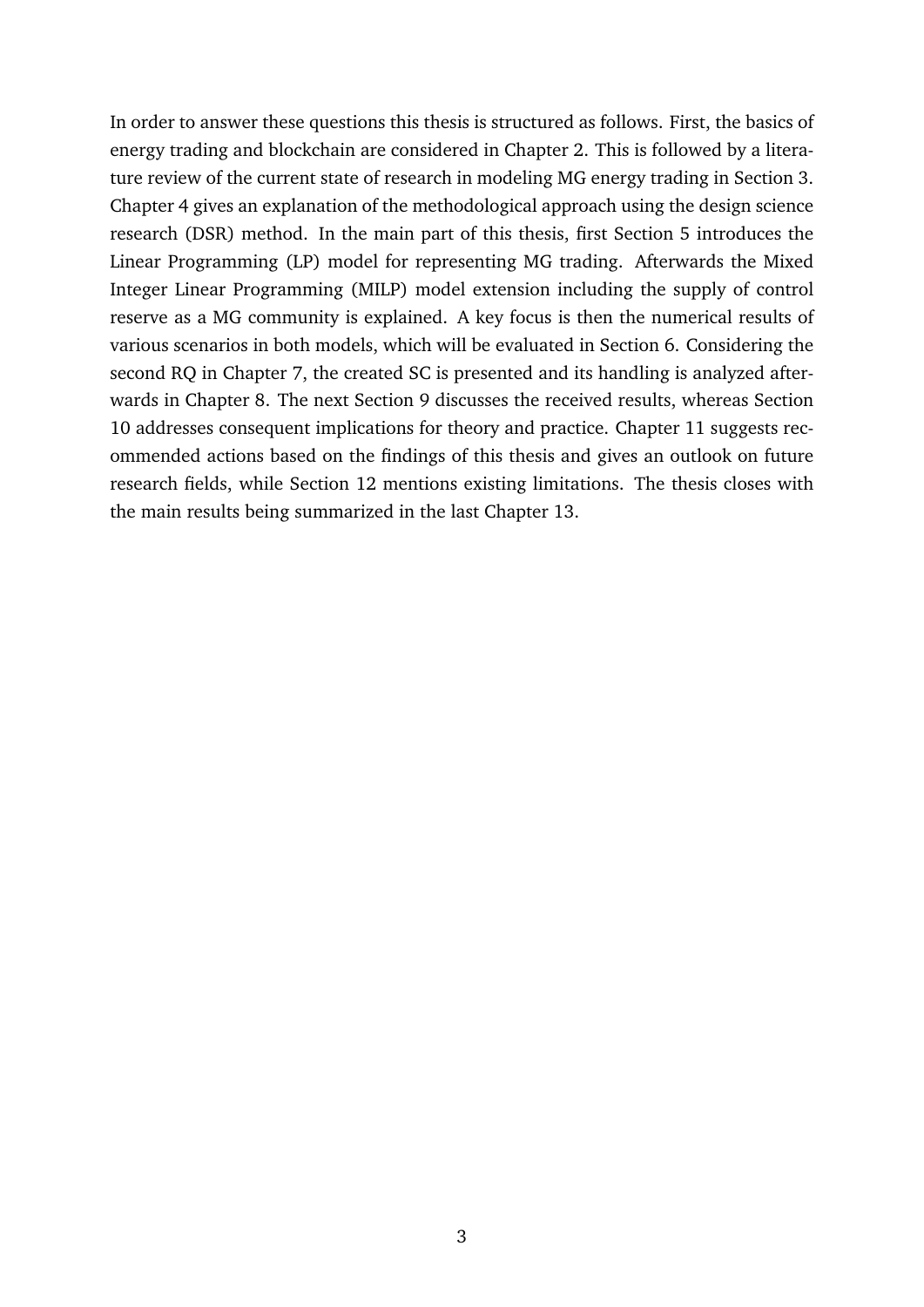In order to answer these questions this thesis is structured as follows. First, the basics of energy trading and blockchain are considered in Chapter 2. This is followed by a literature review of the current state of research in modeling MG energy trading in Section 3. Chapter 4 gives an explanation of the methodological approach using the design science research (DSR) method. In the main part of this thesis, first Section 5 introduces the Linear Programming (LP) model for representing MG trading. Afterwards the Mixed Integer Linear Programming (MILP) model extension including the supply of control reserve as a MG community is explained. A key focus is then the numerical results of various scenarios in both models, which will be evaluated in Section 6. Considering the second RQ in Chapter 7, the created SC is presented and its handling is analyzed afterwards in Chapter 8. The next Section 9 discusses the received results, whereas Section 10 addresses consequent implications for theory and practice. Chapter 11 suggests recommended actions based on the findings of this thesis and gives an outlook on future research fields, while Section 12 mentions existing limitations. The thesis closes with the main results being summarized in the last Chapter 13.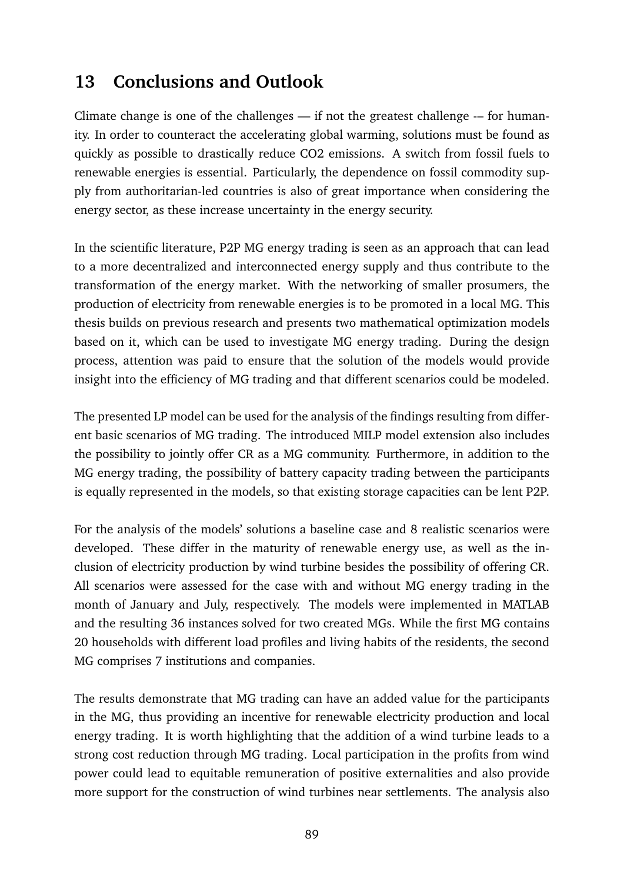# 13 Conclusions and Outlook

Climate change is one of the challenges — if not the greatest challenge -– for humanity. In order to counteract the accelerating global warming, solutions must be found as quickly as possible to drastically reduce $CO_2$ emissions. A switch from fossil fuels to renewable energies is essential. Particularly, the dependence on fossil commodity supply from authoritarian-led countries is also of great importance when considering the energy sector, as these increase uncertainty in the energy security.

In the scientific literature, P2P MG energy trading is seen as an approach that can lead to a more decentralized and interconnected energy supply and thus contribute to the transformation of the energy market. With the networking of smaller prosumers, the production of electricity from renewable energies is to be promoted in a local MG. This thesis builds on previous research and presents two mathematical optimization models based on it, which can be used to investigate MG energy trading. During the design process, attention was paid to ensure that the solution of the models would provide insight into the efficiency of MG trading and that different scenarios could be modeled.

The presented LP model can be used for the analysis of the findings resulting from different basic scenarios of MG trading. The introduced MILP model extension also includes the possibility to jointly offer CR as a MG community. Furthermore, in addition to the MG energy trading, the possibility of battery capacity trading between the participants is equally represented in the models, so that existing storage capacities can be lent P2P.

For the analysis of the models' solutions a baseline case and 8 realistic scenarios were developed. These differ in the maturity of renewable energy use, as well as the inclusion of electricity production by wind turbine besides the possibility of offering CR. All scenarios were assessed for the case with and without MG energy trading in the month of January and July, respectively. The models were implemented in MATLAB and the resulting 36 instances solved for two created MGs. While the first MG contains 20 households with different load profiles and living habits of the residents, the second MG comprises 7 institutions and companies.

The results demonstrate that MG trading can have an added value for the participants in the MG, thus providing an incentive for renewable electricity production and local energy trading. It is worth highlighting that the addition of a wind turbine leads to a strong cost reduction through MG trading. Local participation in the profits from wind power could lead to equitable remuneration of positive externalities and also provide more support for the construction of wind turbines near settlements. The analysis also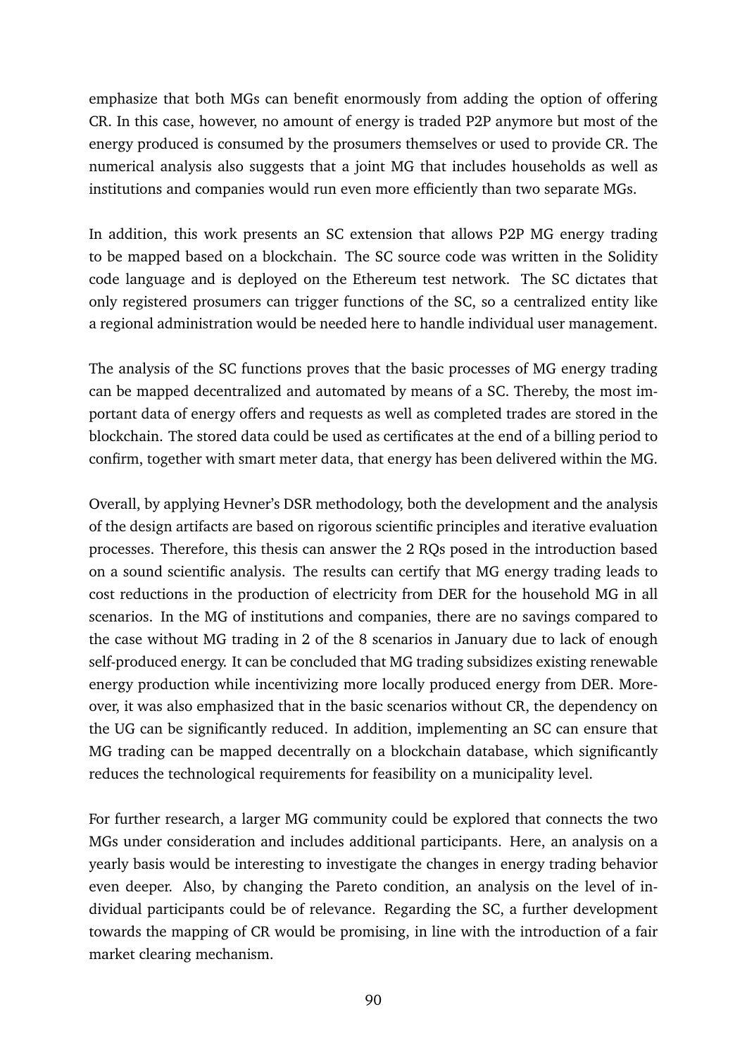emphasize that both MGs can benefit enormously from adding the option of offering CR. In this case, however, no amount of energy is traded P2P anymore but most of the energy produced is consumed by the prosumers themselves or used to provide CR. The numerical analysis also suggests that a joint MG that includes households as well as institutions and companies would run even more efficiently than two separate MGs.

In addition, this work presents an SC extension that allows P2P MG energy trading to be mapped based on a blockchain. The SC source code was written in the Solidity code language and is deployed on the Ethereum test network. The SC dictates that only registered prosumers can trigger functions of the SC, so a centralized entity like a regional administration would be needed here to handle individual user management.

The analysis of the SC functions proves that the basic processes of MG energy trading can be mapped decentralized and automated by means of a SC. Thereby, the most important data of energy offers and requests as well as completed trades are stored in the blockchain. The stored data could be used as certificates at the end of a billing period to confirm, together with smart meter data, that energy has been delivered within the MG.

Overall, by applying Hevner's DSR methodology, both the development and the analysis of the design artifacts are based on rigorous scientific principles and iterative evaluation processes. Therefore, this thesis can answer the 2 RQs posed in the introduction based on a sound scientific analysis. The results can certify that MG energy trading leads to cost reductions in the production of electricity from DER for the household MG in all scenarios. In the MG of institutions and companies, there are no savings compared to the case without MG trading in 2 of the 8 scenarios in January due to lack of enough self-produced energy. It can be concluded that MG trading subsidizes existing renewable energy production while incentivizing more locally produced energy from DER. Moreover, it was also emphasized that in the basic scenarios without CR, the dependency on the UG can be significantly reduced. In addition, implementing an SC can ensure that MG trading can be mapped decentrally on a blockchain database, which significantly reduces the technological requirements for feasibility on a municipality level.

For further research, a larger MG community could be explored that connects the two MGs under consideration and includes additional participants. Here, an analysis on a yearly basis would be interesting to investigate the changes in energy trading behavior even deeper. Also, by changing the Pareto condition, an analysis on the level of individual participants could be of relevance. Regarding the SC, a further development towards the mapping of CR would be promising, in line with the introduction of a fair market clearing mechanism.